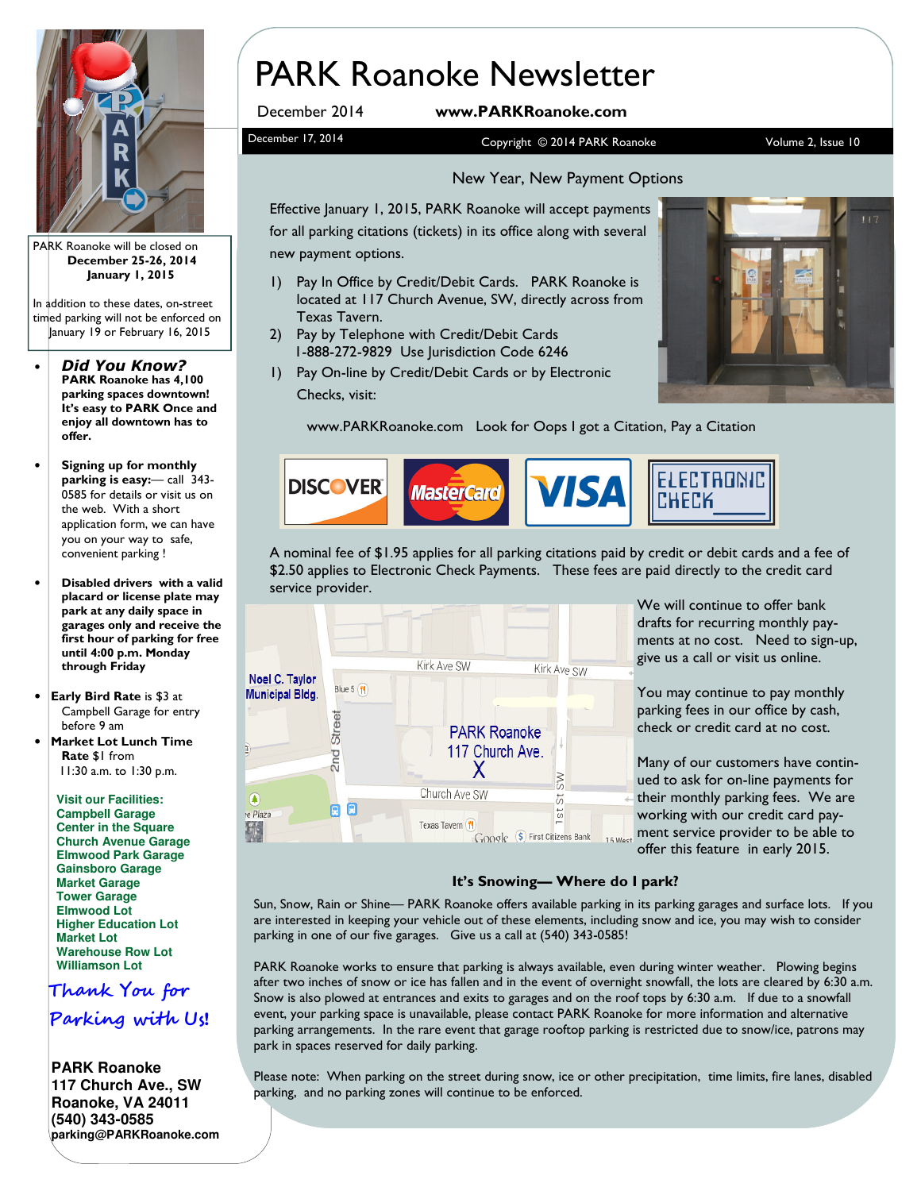# PARK Roanoke Newsletter

December 2014 **www.PARKRoanoke.com**

December 17, 2014 Copyright © 2014 PARK Roanoke Volume 2, Issue 10

PARK Roanoke will be closed on
**December 25-26, 2014**
**January 1, 2015**

In addition to these dates, on-street timed parking will not be enforced on January 19 or February 16, 2015

- ***Did You Know?*** **PARK Roanoke has 4,100 parking spaces downtown! It's easy to PARK Once and enjoy all downtown has to offer.**
- **Signing up for monthly parking is easy:**— call 343-0585 for details or visit us on the web. With a short application form, we can have you on your way to safe, convenient parking !
- **Disabled drivers with a valid placard or license plate may park at any daily space in garages only and receive the first hour of parking for free until 4:00 p.m. Monday through Friday**
- **Early Bird Rate** is $3 at Campbell Garage for entry before 9 am
- **Market Lot Lunch Time Rate** $1 from 11:30 a.m. to 1:30 p.m.

**Visit our Facilities:**
**Campbell Garage**
**Center in the Square**
**Church Avenue Garage**
**Elmwood Park Garage**
**Gainsboro Garage**
**Market Garage**
**Tower Garage**
**Elmwood Lot**
**Higher Education Lot**
**Market Lot**
**Warehouse Row Lot**
**Williamson Lot**

*Thank You for Parking with Us!*

**PARK Roanoke**
**117 Church Ave., SW**
**Roanoke, VA 24011**
**(540) 343-0585**
**parking@PARKRoanoke.com**

## New Year, New Payment Options

Effective January 1, 2015, PARK Roanoke will accept payments for all parking citations (tickets) in its office along with several new payment options.

1) Pay In Office by Credit/Debit Cards. PARK Roanoke is located at 117 Church Avenue, SW, directly across from Texas Tavern.
2) Pay by Telephone with Credit/Debit Cards 1-888-272-9829 Use Jurisdiction Code 6246
1) Pay On-line by Credit/Debit Cards or by Electronic Checks, visit:

www.PARKRoanoke.com Look for Oops I got a Citation, Pay a Citation

DISCOVER MasterCard VISA ELECTRONIC CHECK

A nominal fee of $1.95 applies for all parking citations paid by credit or debit cards and a fee of $2.50 applies to Electronic Check Payments. These fees are paid directly to the credit card service provider.

PARK Roanoke 117 Church Ave. X

We will continue to offer bank drafts for recurring monthly payments at no cost. Need to sign-up, give us a call or visit us online.

You may continue to pay monthly parking fees in our office by cash, check or credit card at no cost.

Many of our customers have continued to ask for on-line payments for their monthly parking fees. We are working with our credit card payment service provider to be able to offer this feature in early 2015.

### It's Snowing— Where do I park?

Sun, Snow, Rain or Shine— PARK Roanoke offers available parking in its parking garages and surface lots. If you are interested in keeping your vehicle out of these elements, including snow and ice, you may wish to consider parking in one of our five garages. Give us a call at (540) 343-0585!

PARK Roanoke works to ensure that parking is always available, even during winter weather. Plowing begins after two inches of snow or ice has fallen and in the event of overnight snowfall, the lots are cleared by 6:30 a.m. Snow is also plowed at entrances and exits to garages and on the roof tops by 6:30 a.m. If due to a snowfall event, your parking space is unavailable, please contact PARK Roanoke for more information and alternative parking arrangements. In the rare event that garage rooftop parking is restricted due to snow/ice, patrons may park in spaces reserved for daily parking.

Please note: When parking on the street during snow, ice or other precipitation, time limits, fire lanes, disabled parking, and no parking zones will continue to be enforced.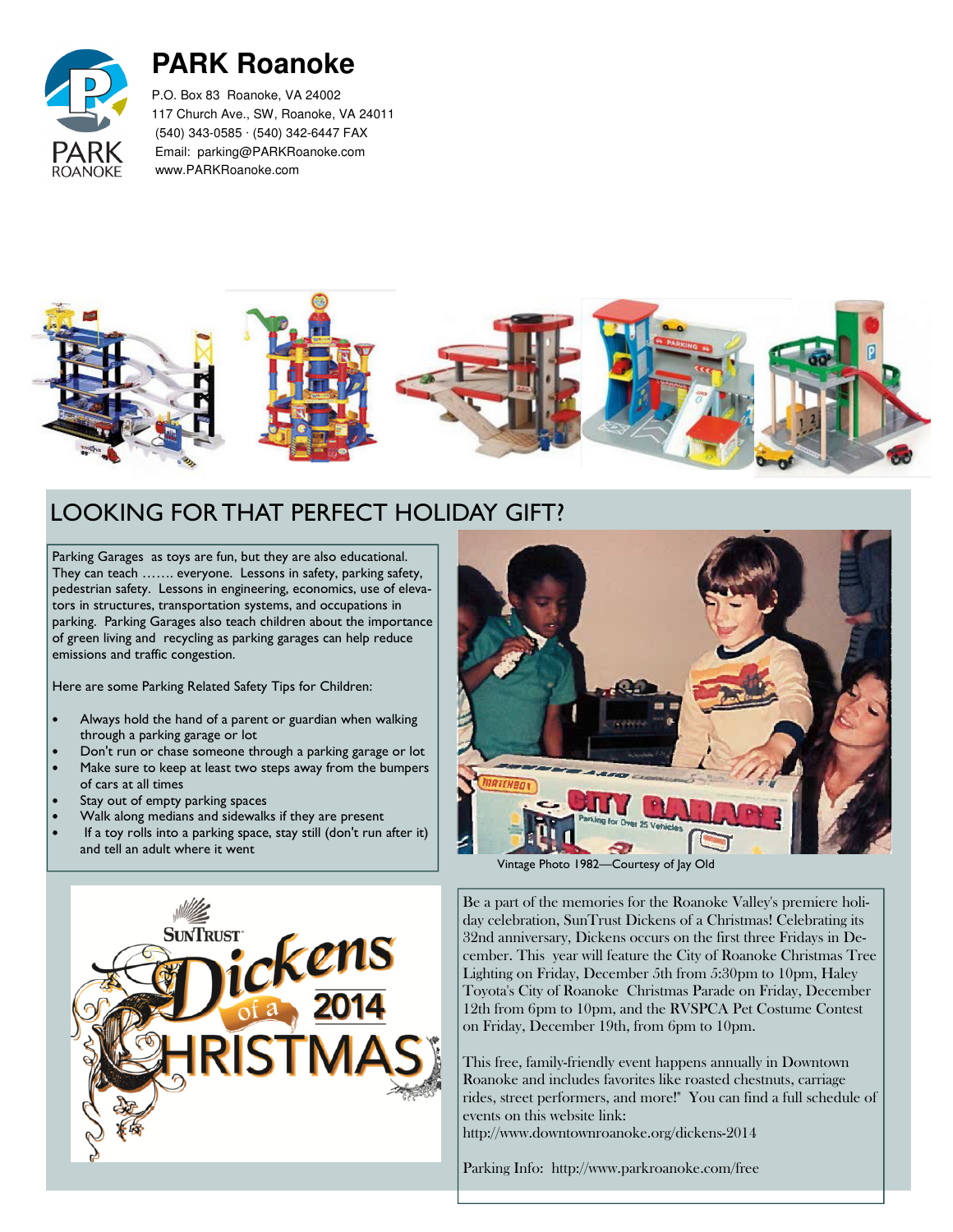# PARK Roanoke

P.O. Box 83 Roanoke, VA 24002
117 Church Ave., SW, Roanoke, VA 24011
(540) 343-0585 · (540) 342-6447 FAX
Email: parking@PARKRoanoke.com
www.PARKRoanoke.com

## LOOKING FOR THAT PERFECT HOLIDAY GIFT?

Parking Garages as toys are fun, but they are also educational. They can teach ……. everyone. Lessons in safety, parking safety, pedestrian safety. Lessons in engineering, economics, use of elevators in structures, transportation systems, and occupations in parking. Parking Garages also teach children about the importance of green living and recycling as parking garages can help reduce emissions and traffic congestion.

Here are some Parking Related Safety Tips for Children:

- Always hold the hand of a parent or guardian when walking through a parking garage or lot
- Don't run or chase someone through a parking garage or lot
- Make sure to keep at least two steps away from the bumpers of cars at all times
- Stay out of empty parking spaces
- Walk along medians and sidewalks if they are present
- If a toy rolls into a parking space, stay still (don't run after it) and tell an adult where it went

Vintage Photo 1982—Courtesy of Jay Old

SUNTRUST Dickens of a 2014 CHRISTMAS

Be a part of the memories for the Roanoke Valley's premiere holiday celebration, SunTrust Dickens of a Christmas! Celebrating its 32nd anniversary, Dickens occurs on the first three Fridays in December. This year will feature the City of Roanoke Christmas Tree Lighting on Friday, December 5th from 5:30pm to 10pm, Haley Toyota's City of Roanoke Christmas Parade on Friday, December 12th from 6pm to 10pm, and the RVSPCA Pet Costume Contest on Friday, December 19th, from 6pm to 10pm.

This free, family-friendly event happens annually in Downtown Roanoke and includes favorites like roasted chestnuts, carriage rides, street performers, and more!" You can find a full schedule of events on this website link:
http://www.downtownroanoke.org/dickens-2014

Parking Info: http://www.parkroanoke.com/free